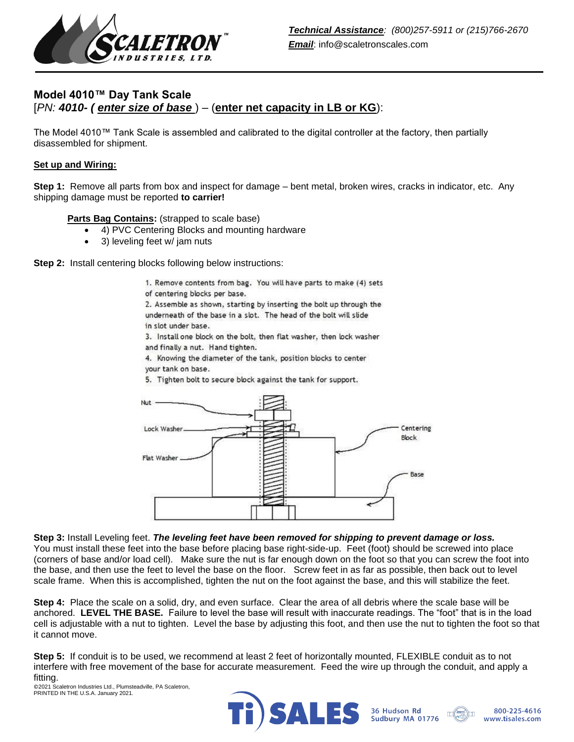*__Technical Assistance__: (800)257-5911 or (215)766-2670*
***Email***: info@scaletronscales.com

## Model 4010™ Day Tank Scale

[*PN:* ***4010- (*** ***__enter size of base__*** ) – (**__enter net capacity in LB or KG__**):

The Model 4010™ Tank Scale is assembled and calibrated to the digital controller at the factory, then partially disassembled for shipment.

### __Set up and Wiring:__

**Step 1:** Remove all parts from box and inspect for damage – bent metal, broken wires, cracks in indicator, etc. Any shipping damage must be reported **to carrier!**

**__Parts Bag Contains__:** (strapped to scale base)

- 4) PVC Centering Blocks and mounting hardware
- 3) leveling feet w/ jam nuts

**Step 2:** Install centering blocks following below instructions:

1. Remove contents from bag. You will have parts to make (4) sets of centering blocks per base.
2. Assemble as shown, starting by inserting the bolt up through the underneath of the base in a slot. The head of the bolt will slide in slot under base.
3. Install one block on the bolt, then flat washer, then lock washer and finally a nut. Hand tighten.
4. Knowing the diameter of the tank, position blocks to center your tank on base.
5. Tighten bolt to secure block against the tank for support.

Nut
Lock Washer
Flat Washer
Centering Block
Base

**Step 3:** Install Leveling feet. ***The leveling feet have been removed for shipping to prevent damage or loss.*** You must install these feet into the base before placing base right-side-up. Feet (foot) should be screwed into place (corners of base and/or load cell). Make sure the nut is far enough down on the foot so that you can screw the foot into the base, and then use the feet to level the base on the floor. Screw feet in as far as possible, then back out to level scale frame. When this is accomplished, tighten the nut on the foot against the base, and this will stabilize the feet.

**Step 4:** Place the scale on a solid, dry, and even surface. Clear the area of all debris where the scale base will be anchored. **LEVEL THE BASE.** Failure to level the base will result with inaccurate readings. The "foot" that is in the load cell is adjustable with a nut to tighten. Level the base by adjusting this foot, and then use the nut to tighten the foot so that it cannot move.

**Step 5:** If conduit is to be used, we recommend at least 2 feet of horizontally mounted, FLEXIBLE conduit as to not interfere with free movement of the base for accurate measurement. Feed the wire up through the conduit, and apply a fitting.

©2021 Scaletron Industries Ltd., Plumsteadville, PA Scaletron, PRINTED IN THE U.S.A. January 2021.

Ti SALES 36 Hudson Rd Sudbury MA 01776 800-225-4616 www.tisales.com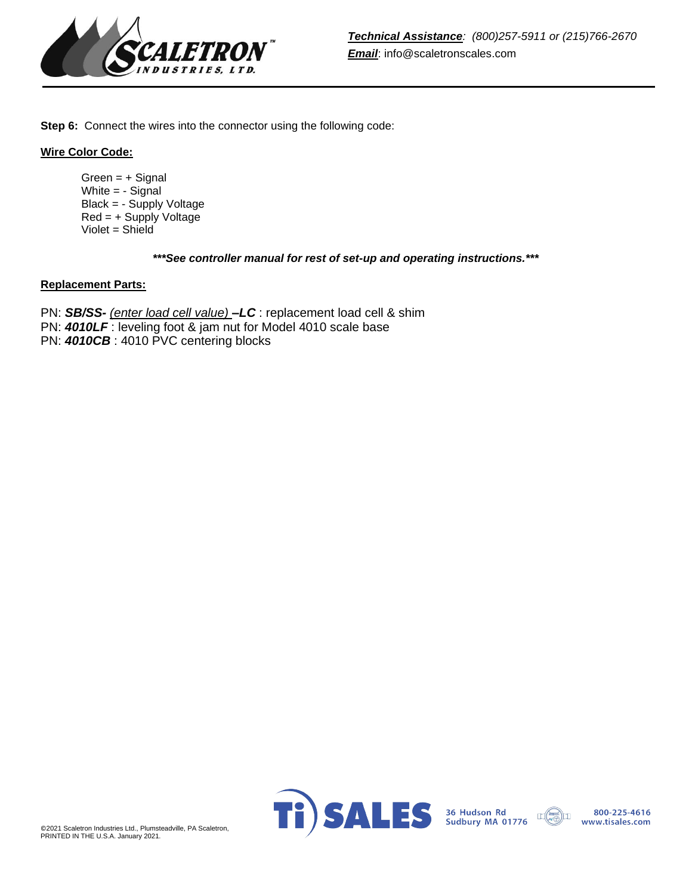*__Technical Assistance__: (800)257-5911 or (215)766-2670*
***Email***: info@scaletronscales.com

**Step 6:** Connect the wires into the connector using the following code:

**Wire Color Code:**

Green = + Signal
White = - Signal
Black = - Supply Voltage
Red = + Supply Voltage
Violet = Shield

***\*\*\*See controller manual for rest of set-up and operating instructions.\*\*\****

**Replacement Parts:**

PN: ***SB/SS-*** *(enter load cell value)* ***–LC*** : replacement load cell & shim
PN: ***4010LF*** : leveling foot & jam nut for Model 4010 scale base
PN: ***4010CB*** : 4010 PVC centering blocks

©2021 Scaletron Industries Ltd., Plumsteadville, PA Scaletron,
PRINTED IN THE U.S.A. January 2021.

Ti SALES 36 Hudson Rd Sudbury MA 01776 800-225-4616 www.tisales.com